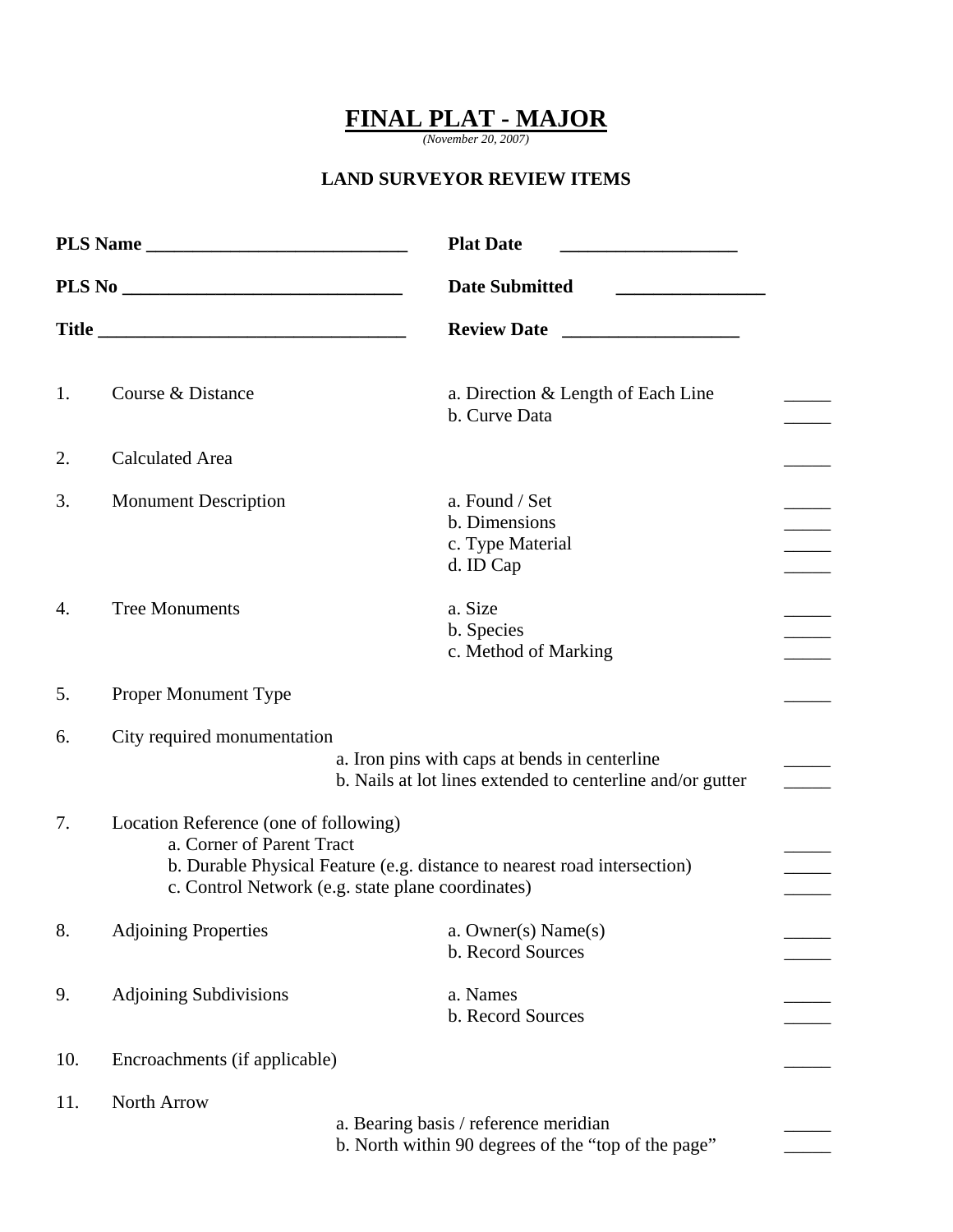# FINAL PLAT - MAJOR

*(November 20, 2007)*

## LAND SURVEYOR REVIEW ITEMS

| | |
|---|---|
| **PLS Name** ____________________________ | **Plat Date** ___________________ |
| **PLS No** ______________________________ | **Date Submitted** ________________ |
| **Title** _________________________________ | **Review Date** ___________________ |

| No. | Item | Detail | Check |
|---|---|---|---|
| 1. | Course & Distance | a. Direction & Length of Each Line | _____ |
| | | b. Curve Data | _____ |
| 2. | Calculated Area | | _____ |
| 3. | Monument Description | a. Found / Set | _____ |
| | | b. Dimensions | _____ |
| | | c. Type Material | _____ |
| | | d. ID Cap | _____ |
| 4. | Tree Monuments | a. Size | _____ |
| | | b. Species | _____ |
| | | c. Method of Marking | _____ |
| 5. | Proper Monument Type | | _____ |
| 6. | City required monumentation | | |
| | | a. Iron pins with caps at bends in centerline | _____ |
| | | b. Nails at lot lines extended to centerline and/or gutter | _____ |
| 7. | Location Reference (one of following) | | |
| | a. Corner of Parent Tract | | _____ |
| | b. Durable Physical Feature (e.g. distance to nearest road intersection) | | _____ |
| | c. Control Network (e.g. state plane coordinates) | | _____ |
| 8. | Adjoining Properties | a. Owner(s) Name(s) | _____ |
| | | b. Record Sources | _____ |
| 9. | Adjoining Subdivisions | a. Names | _____ |
| | | b. Record Sources | _____ |
| 10. | Encroachments (if applicable) | | _____ |
| 11. | North Arrow | | |
| | | a. Bearing basis / reference meridian | _____ |
| | | b. North within 90 degrees of the "top of the page" | _____ |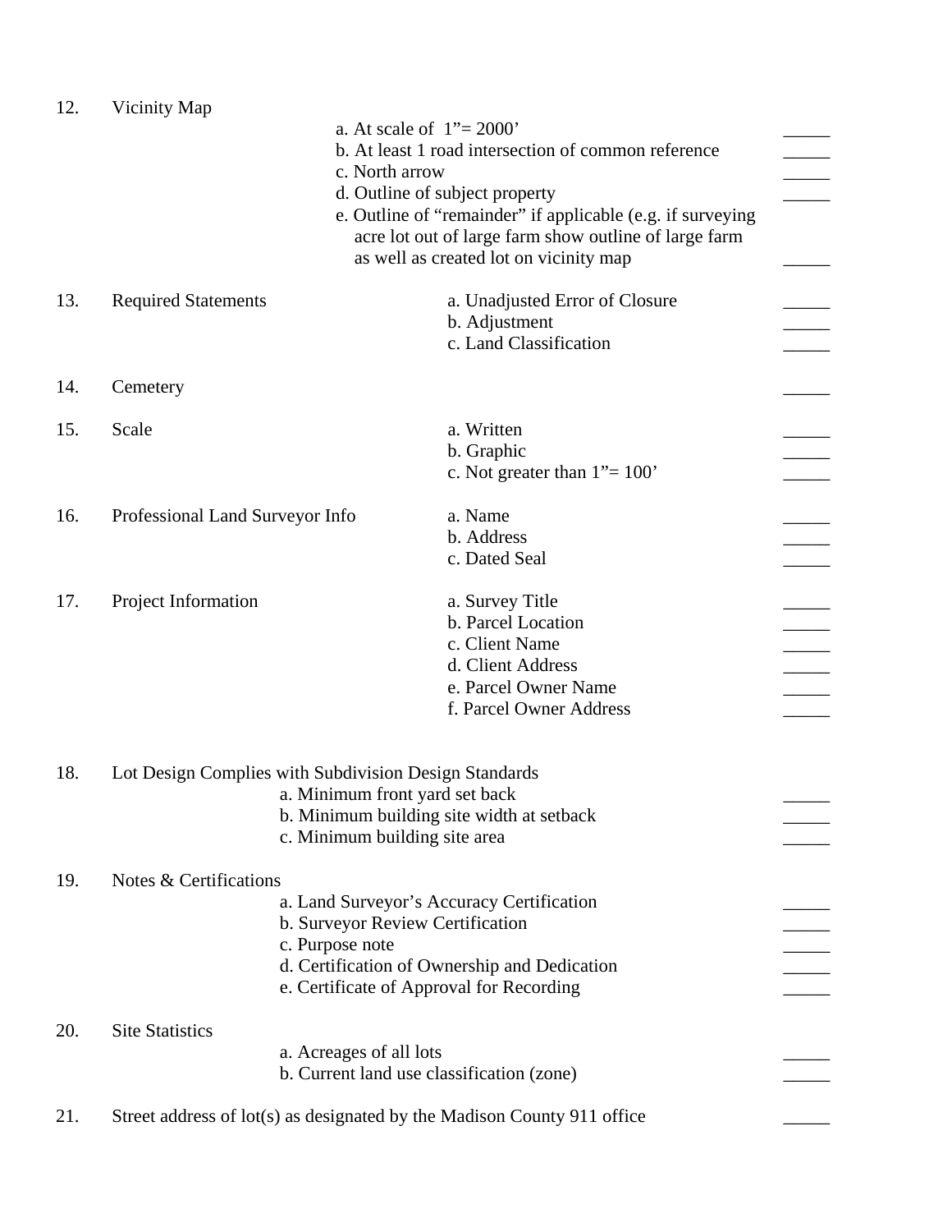12. Vicinity Map
    - a. At scale of 1"= 2000' _____
    - b. At least 1 road intersection of common reference _____
    - c. North arrow _____
    - d. Outline of subject property _____
    - e. Outline of "remainder" if applicable (e.g. if surveying acre lot out of large farm show outline of large farm as well as created lot on vicinity map _____

13. Required Statements
    - a. Unadjusted Error of Closure _____
    - b. Adjustment _____
    - c. Land Classification _____

14. Cemetery _____

15. Scale
    - a. Written _____
    - b. Graphic _____
    - c. Not greater than 1"= 100' _____

16. Professional Land Surveyor Info
    - a. Name _____
    - b. Address _____
    - c. Dated Seal _____

17. Project Information
    - a. Survey Title _____
    - b. Parcel Location _____
    - c. Client Name _____
    - d. Client Address _____
    - e. Parcel Owner Name _____
    - f. Parcel Owner Address _____

18. Lot Design Complies with Subdivision Design Standards
    - a. Minimum front yard set back _____
    - b. Minimum building site width at setback _____
    - c. Minimum building site area _____

19. Notes & Certifications
    - a. Land Surveyor's Accuracy Certification _____
    - b. Surveyor Review Certification _____
    - c. Purpose note _____
    - d. Certification of Ownership and Dedication _____
    - e. Certificate of Approval for Recording _____

20. Site Statistics
    - a. Acreages of all lots _____
    - b. Current land use classification (zone) _____

21. Street address of lot(s) as designated by the Madison County 911 office _____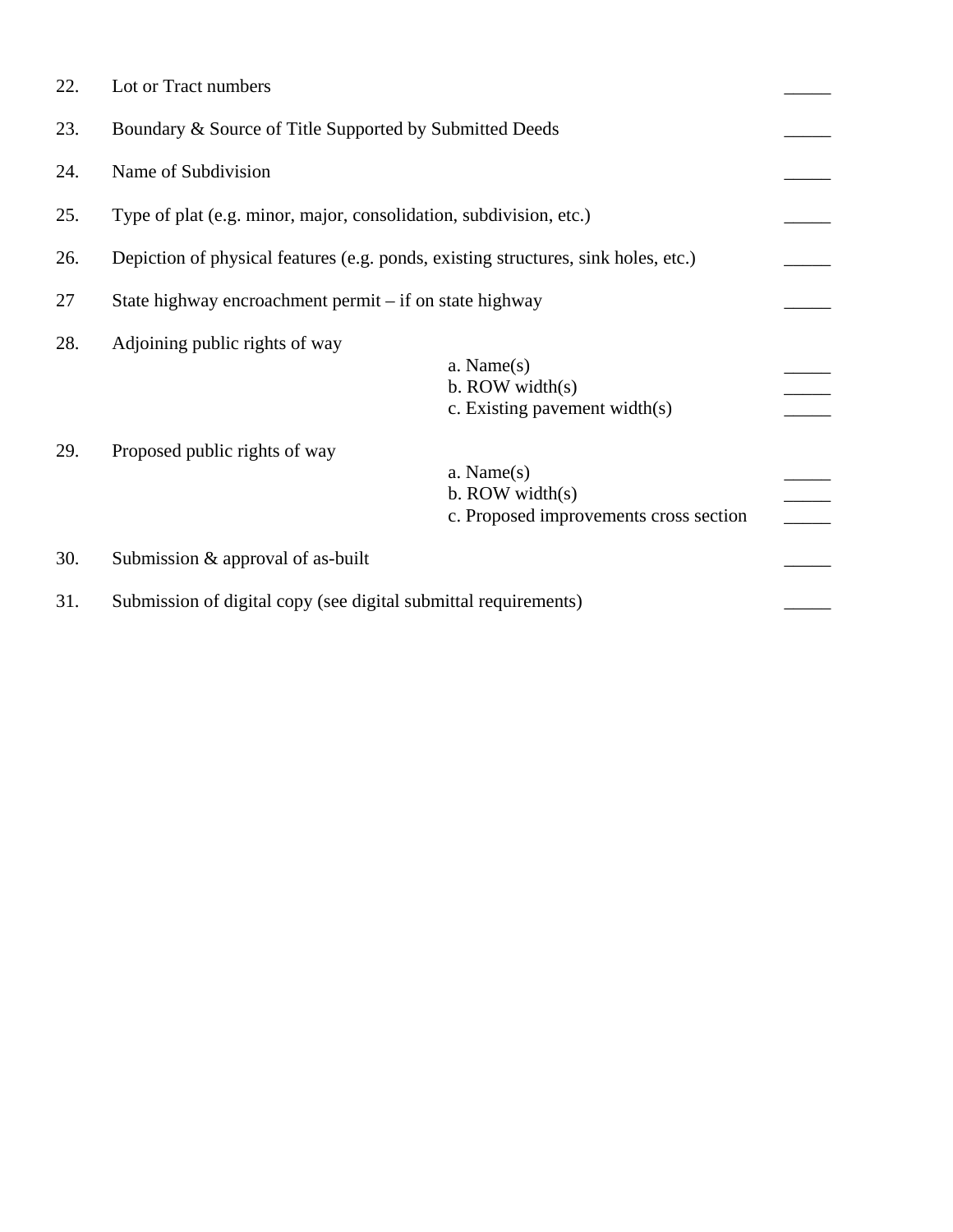22. Lot or Tract numbers _____

23. Boundary & Source of Title Supported by Submitted Deeds _____

24. Name of Subdivision _____

25. Type of plat (e.g. minor, major, consolidation, subdivision, etc.) _____

26. Depiction of physical features (e.g. ponds, existing structures, sink holes, etc.) _____

27 State highway encroachment permit – if on state highway _____

28. Adjoining public rights of way
    - a. Name(s) _____
    - b. ROW width(s) _____
    - c. Existing pavement width(s) _____

29. Proposed public rights of way
    - a. Name(s) _____
    - b. ROW width(s) _____
    - c. Proposed improvements cross section _____

30. Submission & approval of as-built _____

31. Submission of digital copy (see digital submittal requirements) _____